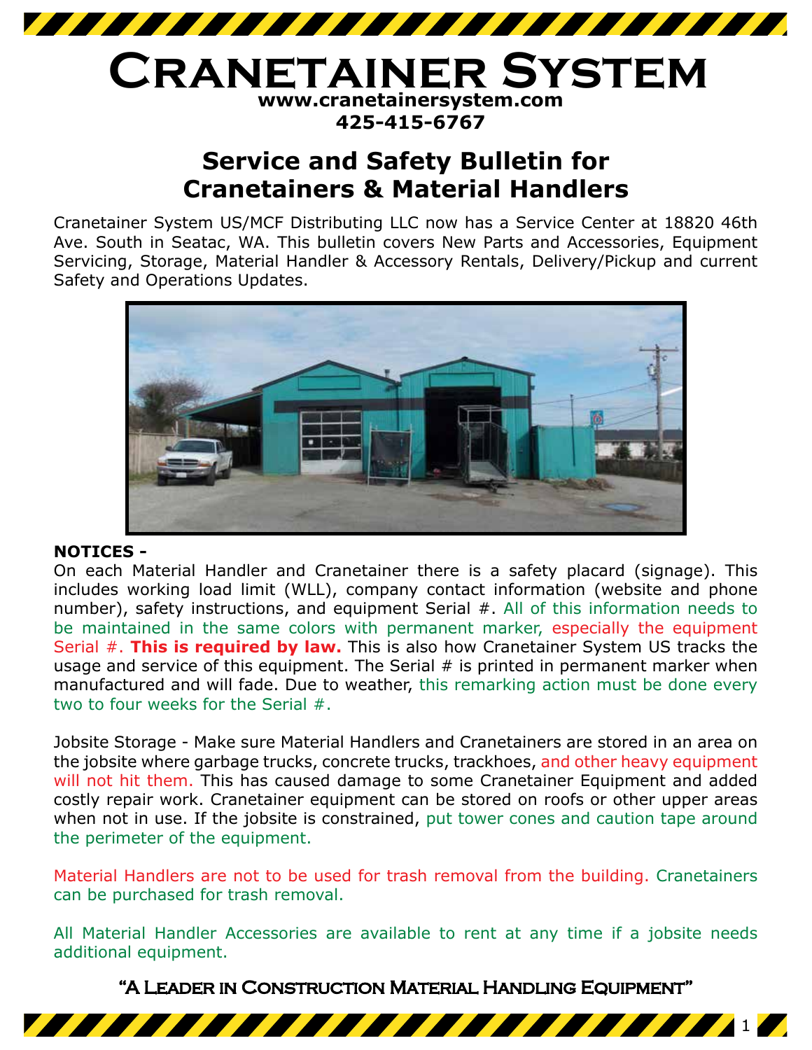# Cranetainer System

**www.cranetainersystem.com**
**425-415-6767**

## Service and Safety Bulletin for Cranetainers & Material Handlers

Cranetainer System US/MCF Distributing LLC now has a Service Center at 18820 46th Ave. South in Seatac, WA. This bulletin covers New Parts and Accessories, Equipment Servicing, Storage, Material Handler & Accessory Rentals, Delivery/Pickup and current Safety and Operations Updates.

**NOTICES -**
On each Material Handler and Cranetainer there is a safety placard (signage). This includes working load limit (WLL), company contact information (website and phone number), safety instructions, and equipment Serial #. All of this information needs to be maintained in the same colors with permanent marker, especially the equipment Serial #. **This is required by law.** This is also how Cranetainer System US tracks the usage and service of this equipment. The Serial # is printed in permanent marker when manufactured and will fade. Due to weather, this remarking action must be done every two to four weeks for the Serial #.

Jobsite Storage - Make sure Material Handlers and Cranetainers are stored in an area on the jobsite where garbage trucks, concrete trucks, trackhoes, and other heavy equipment will not hit them. This has caused damage to some Cranetainer Equipment and added costly repair work. Cranetainer equipment can be stored on roofs or other upper areas when not in use. If the jobsite is constrained, put tower cones and caution tape around the perimeter of the equipment.

Material Handlers are not to be used for trash removal from the building. Cranetainers can be purchased for trash removal.

All Material Handler Accessories are available to rent at any time if a jobsite needs additional equipment.

**"A Leader in Construction Material Handling Equipment"**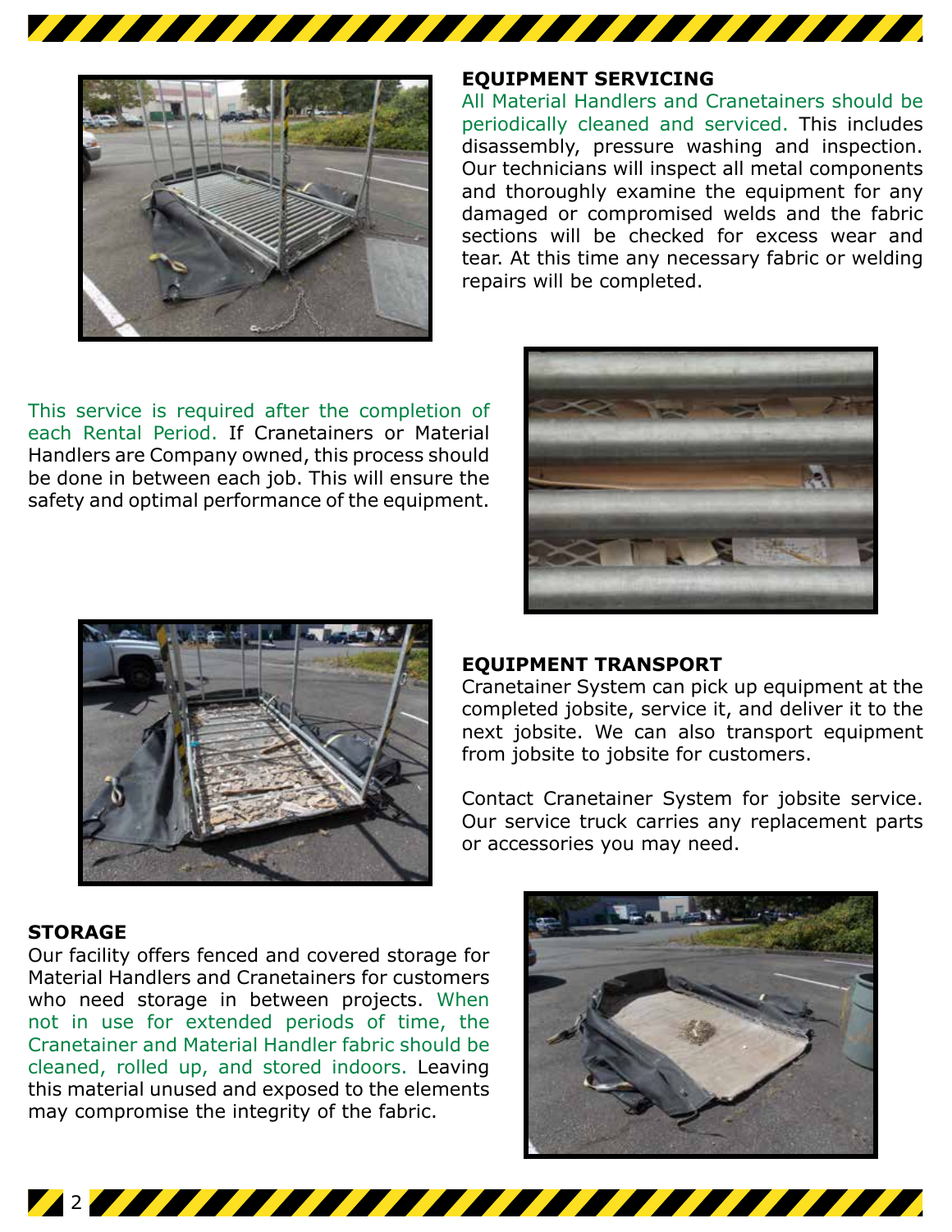## EQUIPMENT SERVICING

All Material Handlers and Cranetainers should be periodically cleaned and serviced. This includes disassembly, pressure washing and inspection. Our technicians will inspect all metal components and thoroughly examine the equipment for any damaged or compromised welds and the fabric sections will be checked for excess wear and tear. At this time any necessary fabric or welding repairs will be completed.

This service is required after the completion of each Rental Period. If Cranetainers or Material Handlers are Company owned, this process should be done in between each job. This will ensure the safety and optimal performance of the equipment.

## EQUIPMENT TRANSPORT

Cranetainer System can pick up equipment at the completed jobsite, service it, and deliver it to the next jobsite. We can also transport equipment from jobsite to jobsite for customers.

Contact Cranetainer System for jobsite service. Our service truck carries any replacement parts or accessories you may need.

## STORAGE

Our facility offers fenced and covered storage for Material Handlers and Cranetainers for customers who need storage in between projects. When not in use for extended periods of time, the Cranetainer and Material Handler fabric should be cleaned, rolled up, and stored indoors. Leaving this material unused and exposed to the elements may compromise the integrity of the fabric.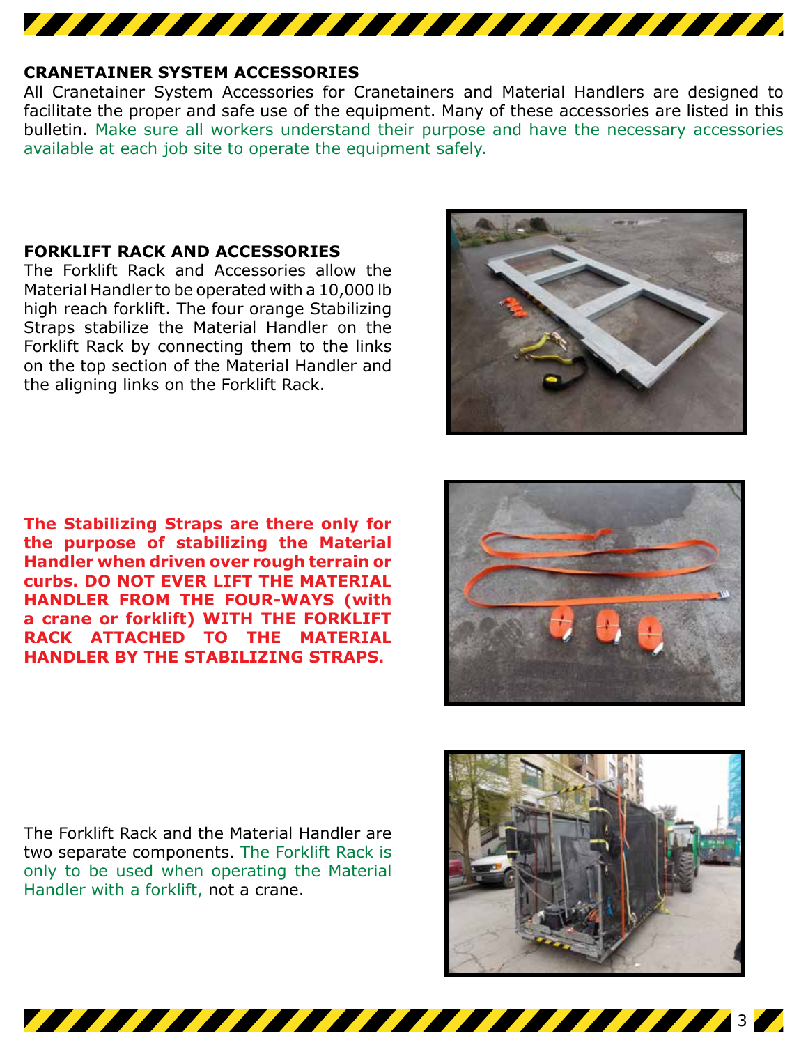## CRANETAINER SYSTEM ACCESSORIES

All Cranetainer System Accessories for Cranetainers and Material Handlers are designed to facilitate the proper and safe use of the equipment. Many of these accessories are listed in this bulletin. Make sure all workers understand their purpose and have the necessary accessories available at each job site to operate the equipment safely.

## FORKLIFT RACK AND ACCESSORIES

The Forklift Rack and Accessories allow the Material Handler to be operated with a 10,000 lb high reach forklift. The four orange Stabilizing Straps stabilize the Material Handler on the Forklift Rack by connecting them to the links on the top section of the Material Handler and the aligning links on the Forklift Rack.

**The Stabilizing Straps are there only for the purpose of stabilizing the Material Handler when driven over rough terrain or curbs. DO NOT EVER LIFT THE MATERIAL HANDLER FROM THE FOUR-WAYS (with a crane or forklift) WITH THE FORKLIFT RACK ATTACHED TO THE MATERIAL HANDLER BY THE STABILIZING STRAPS.**

The Forklift Rack and the Material Handler are two separate components. The Forklift Rack is only to be used when operating the Material Handler with a forklift, not a crane.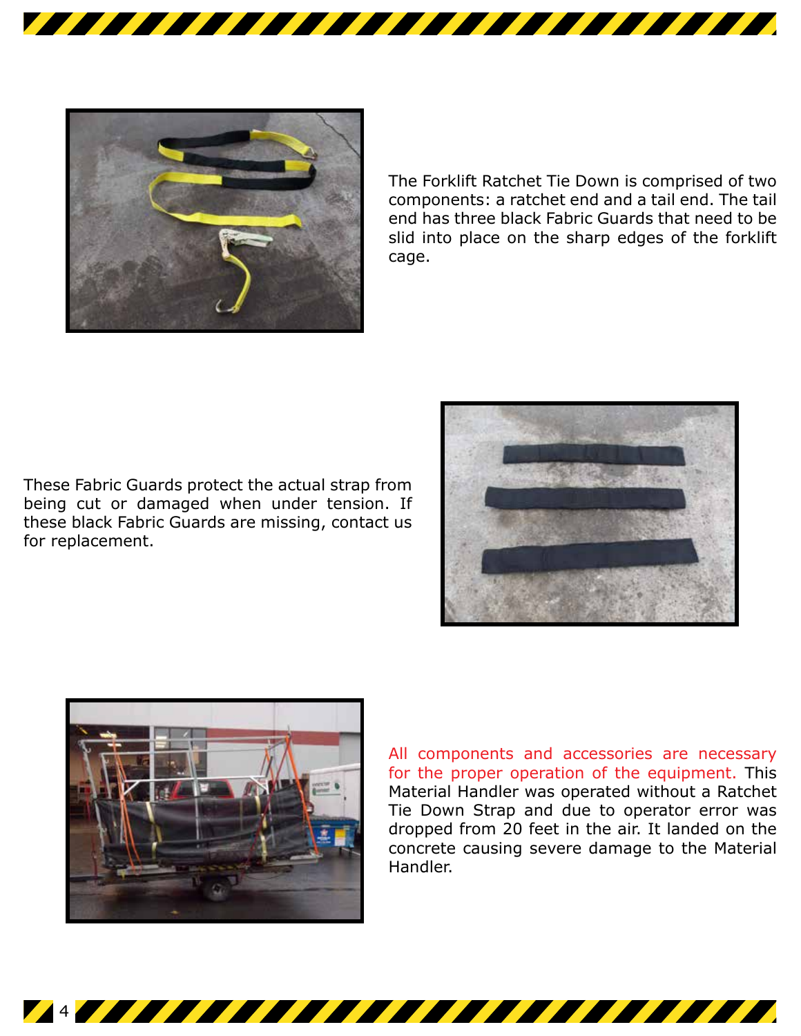The Forklift Ratchet Tie Down is comprised of two components: a ratchet end and a tail end. The tail end has three black Fabric Guards that need to be slid into place on the sharp edges of the forklift cage.

These Fabric Guards protect the actual strap from being cut or damaged when under tension. If these black Fabric Guards are missing, contact us for replacement.

All components and accessories are necessary for the proper operation of the equipment. This Material Handler was operated without a Ratchet Tie Down Strap and due to operator error was dropped from 20 feet in the air. It landed on the concrete causing severe damage to the Material Handler.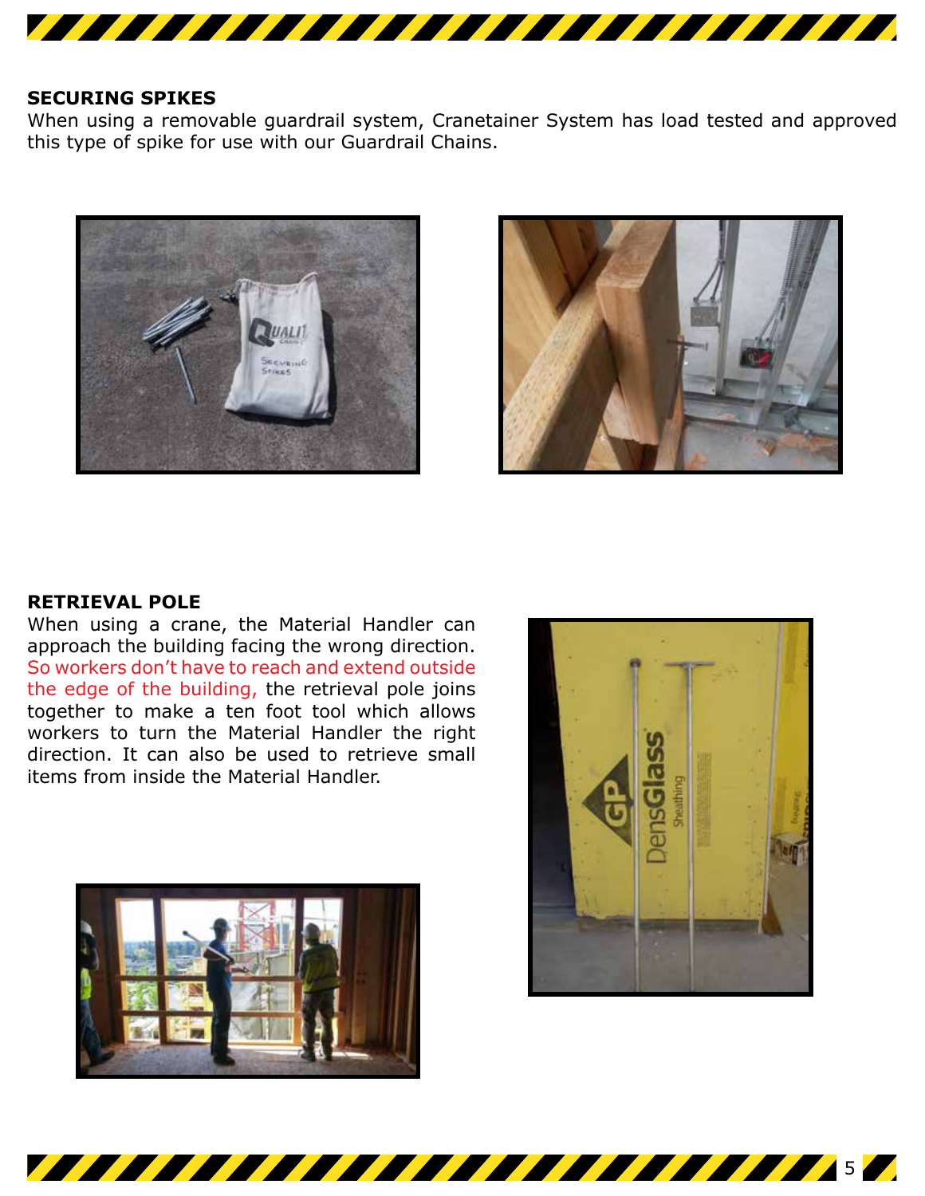## SECURING SPIKES

When using a removable guardrail system, Cranetainer System has load tested and approved this type of spike for use with our Guardrail Chains.

## RETRIEVAL POLE

When using a crane, the Material Handler can approach the building facing the wrong direction. So workers don't have to reach and extend outside the edge of the building, the retrieval pole joins together to make a ten foot tool which allows workers to turn the Material Handler the right direction. It can also be used to retrieve small items from inside the Material Handler.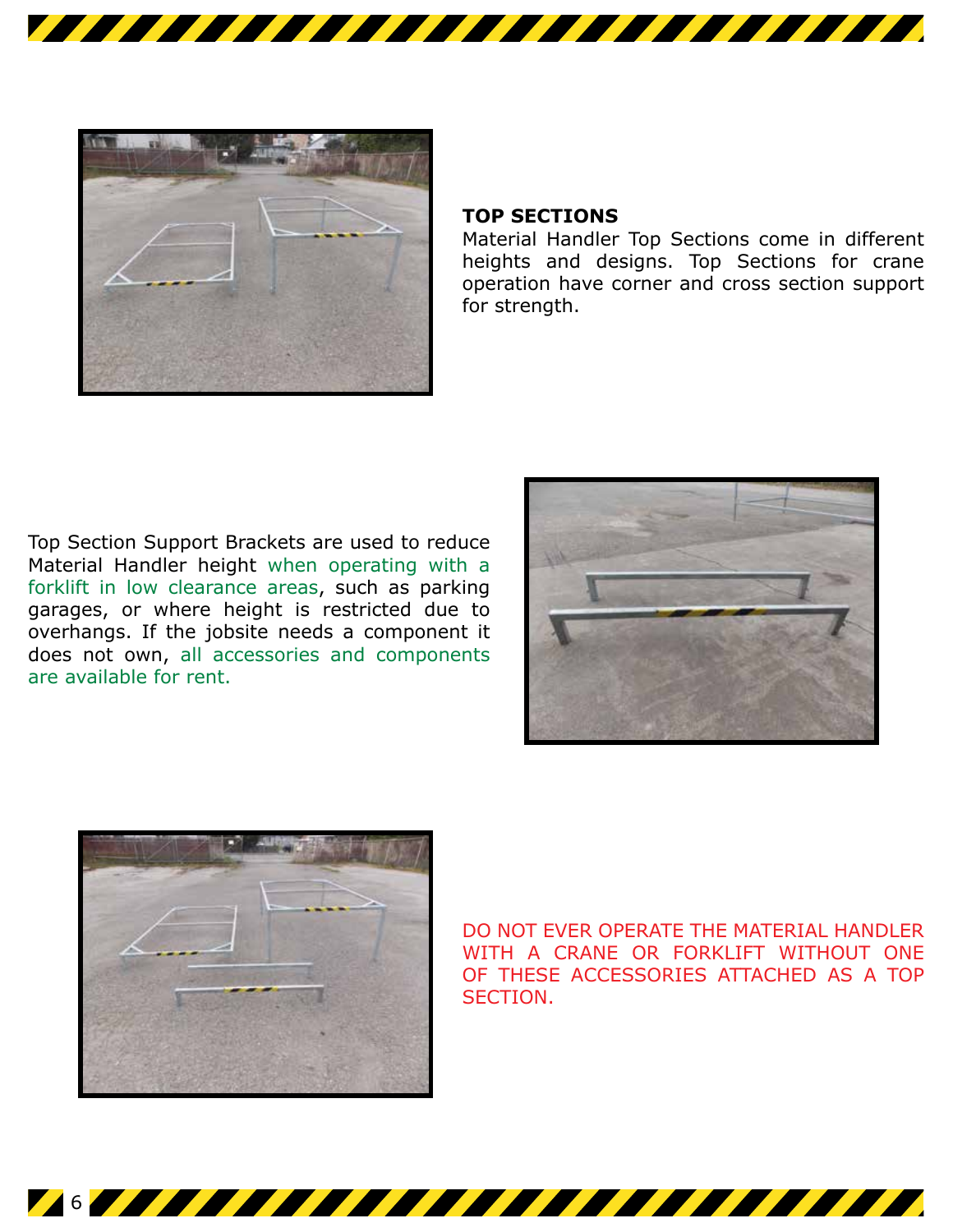## TOP SECTIONS

Material Handler Top Sections come in different heights and designs. Top Sections for crane operation have corner and cross section support for strength.

Top Section Support Brackets are used to reduce Material Handler height when operating with a forklift in low clearance areas, such as parking garages, or where height is restricted due to overhangs. If the jobsite needs a component it does not own, all accessories and components are available for rent.

DO NOT EVER OPERATE THE MATERIAL HANDLER WITH A CRANE OR FORKLIFT WITHOUT ONE OF THESE ACCESSORIES ATTACHED AS A TOP SECTION.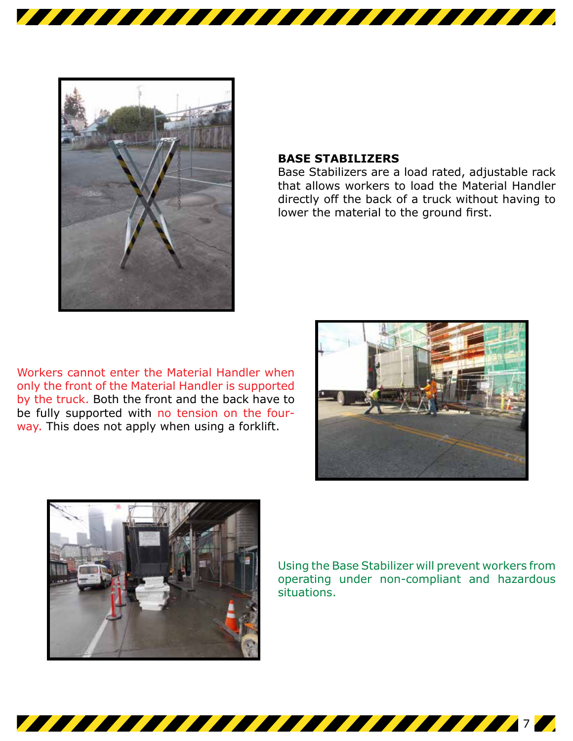## BASE STABILIZERS

Base Stabilizers are a load rated, adjustable rack that allows workers to load the Material Handler directly off the back of a truck without having to lower the material to the ground first.

Workers cannot enter the Material Handler when only the front of the Material Handler is supported by the truck. Both the front and the back have to be fully supported with no tension on the four-way. This does not apply when using a forklift.

Using the Base Stabilizer will prevent workers from operating under non-compliant and hazardous situations.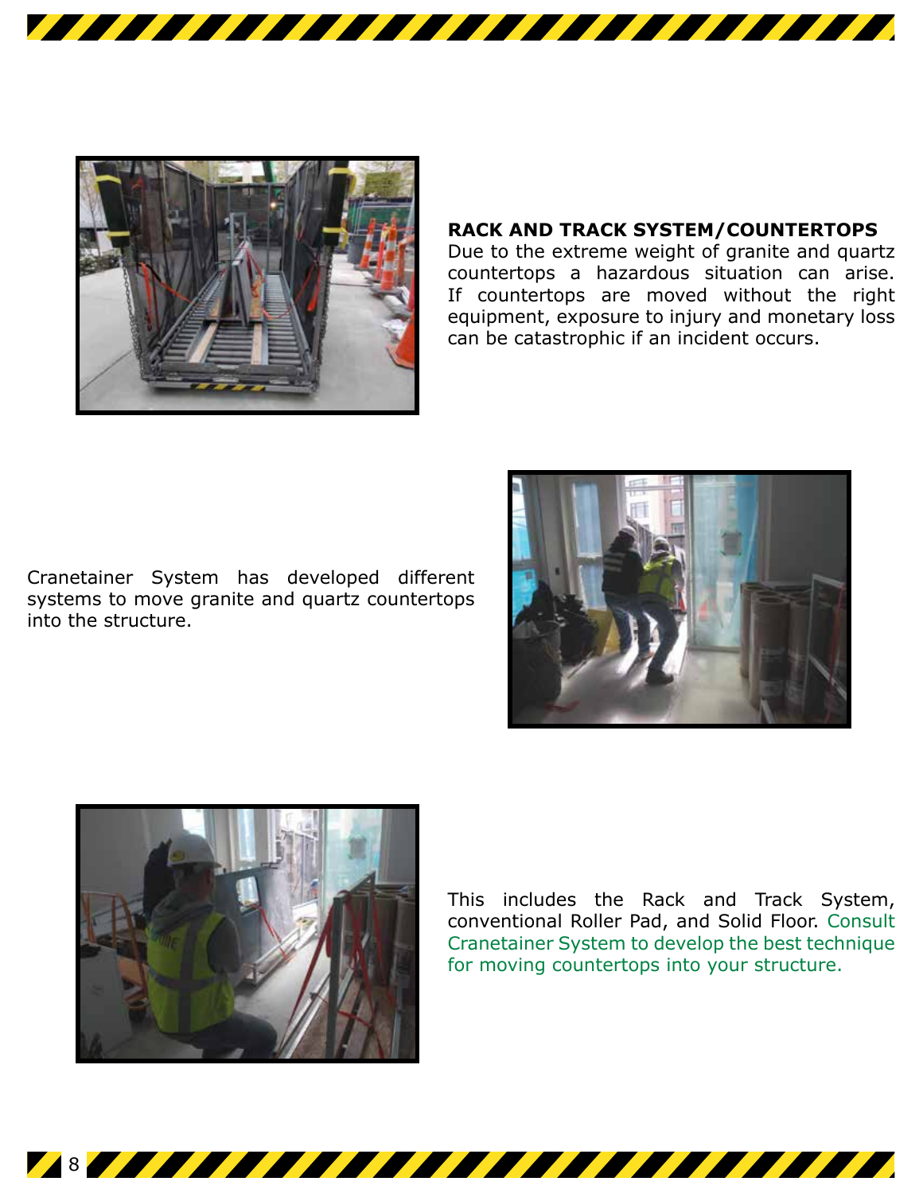## RACK AND TRACK SYSTEM/COUNTERTOPS

Due to the extreme weight of granite and quartz countertops a hazardous situation can arise. If countertops are moved without the right equipment, exposure to injury and monetary loss can be catastrophic if an incident occurs.

Cranetainer System has developed different systems to move granite and quartz countertops into the structure.

This includes the Rack and Track System, conventional Roller Pad, and Solid Floor. Consult Cranetainer System to develop the best technique for moving countertops into your structure.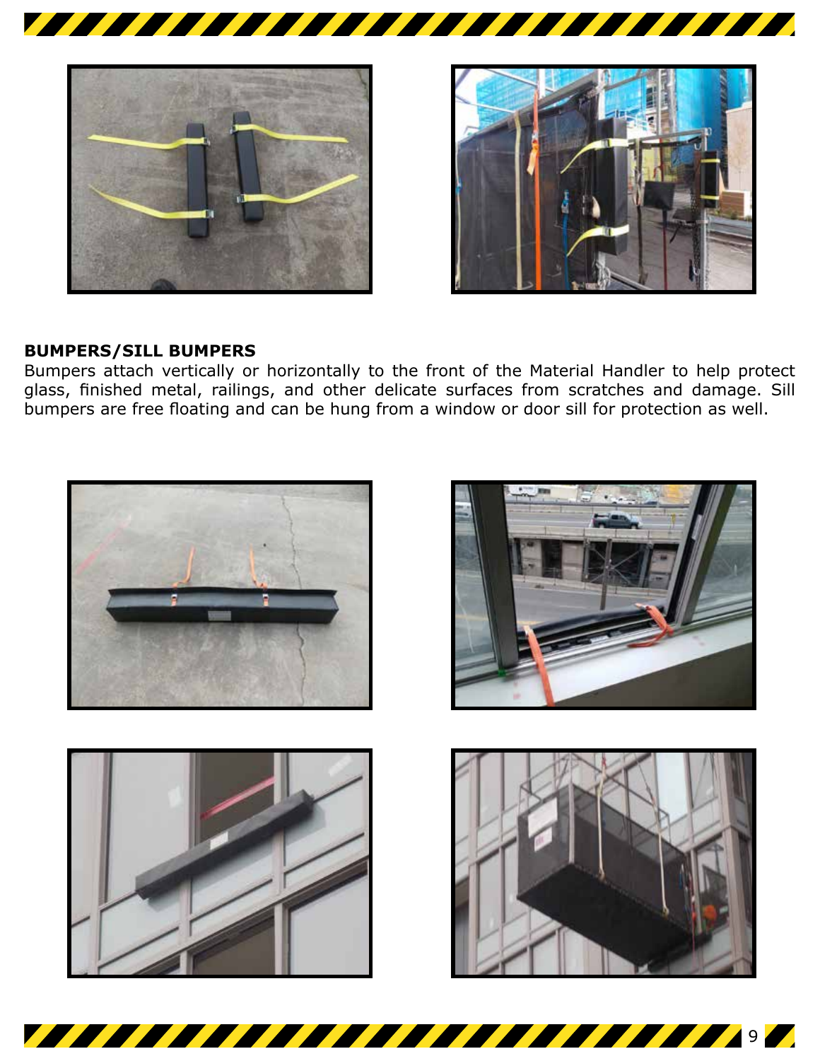## BUMPERS/SILL BUMPERS

Bumpers attach vertically or horizontally to the front of the Material Handler to help protect glass, finished metal, railings, and other delicate surfaces from scratches and damage. Sill bumpers are free floating and can be hung from a window or door sill for protection as well.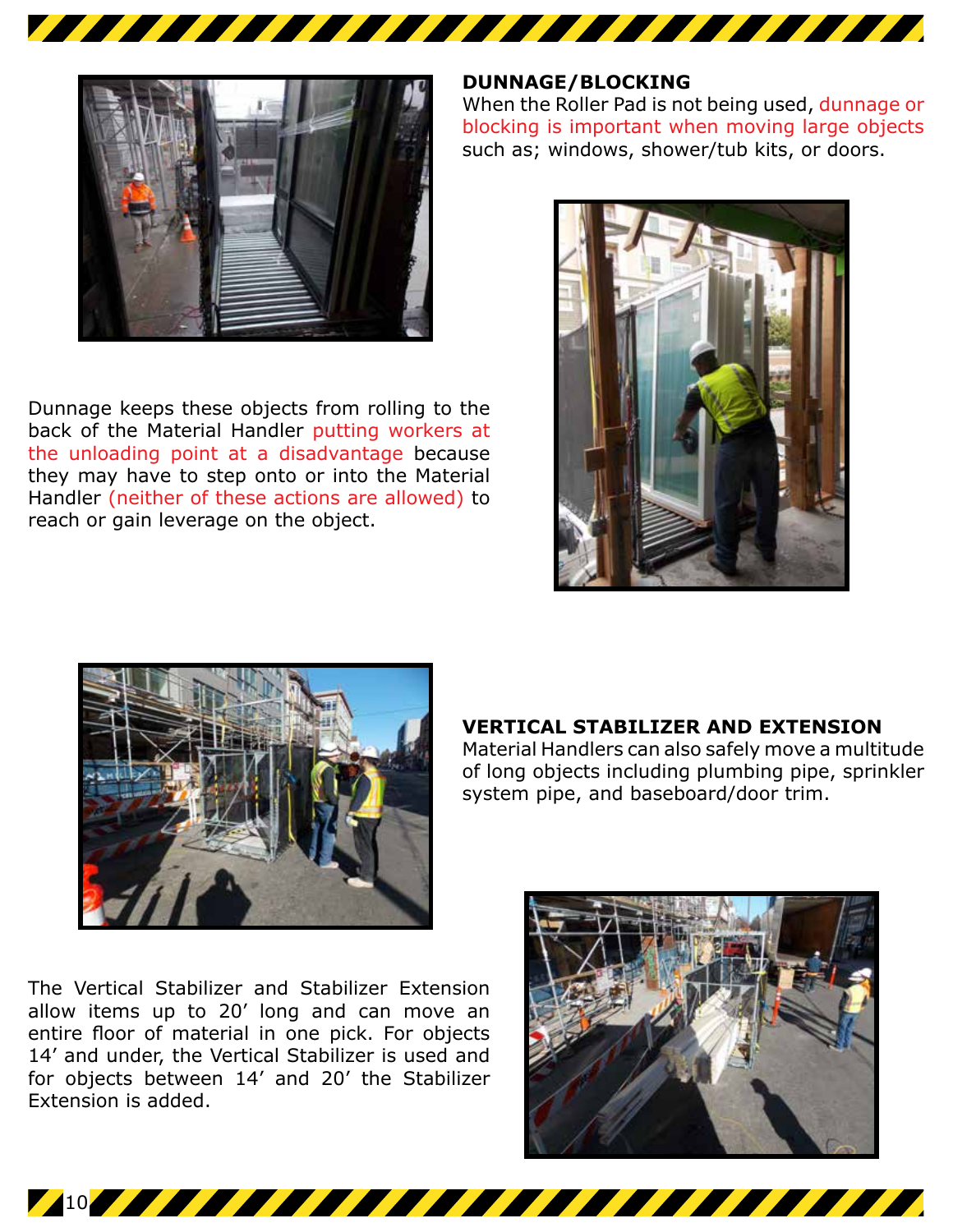## DUNNAGE/BLOCKING

When the Roller Pad is not being used, dunnage or blocking is important when moving large objects such as; windows, shower/tub kits, or doors.

Dunnage keeps these objects from rolling to the back of the Material Handler putting workers at the unloading point at a disadvantage because they may have to step onto or into the Material Handler (neither of these actions are allowed) to reach or gain leverage on the object.

## VERTICAL STABILIZER AND EXTENSION

Material Handlers can also safely move a multitude of long objects including plumbing pipe, sprinkler system pipe, and baseboard/door trim.

The Vertical Stabilizer and Stabilizer Extension allow items up to 20’ long and can move an entire floor of material in one pick. For objects 14’ and under, the Vertical Stabilizer is used and for objects between 14’ and 20’ the Stabilizer Extension is added.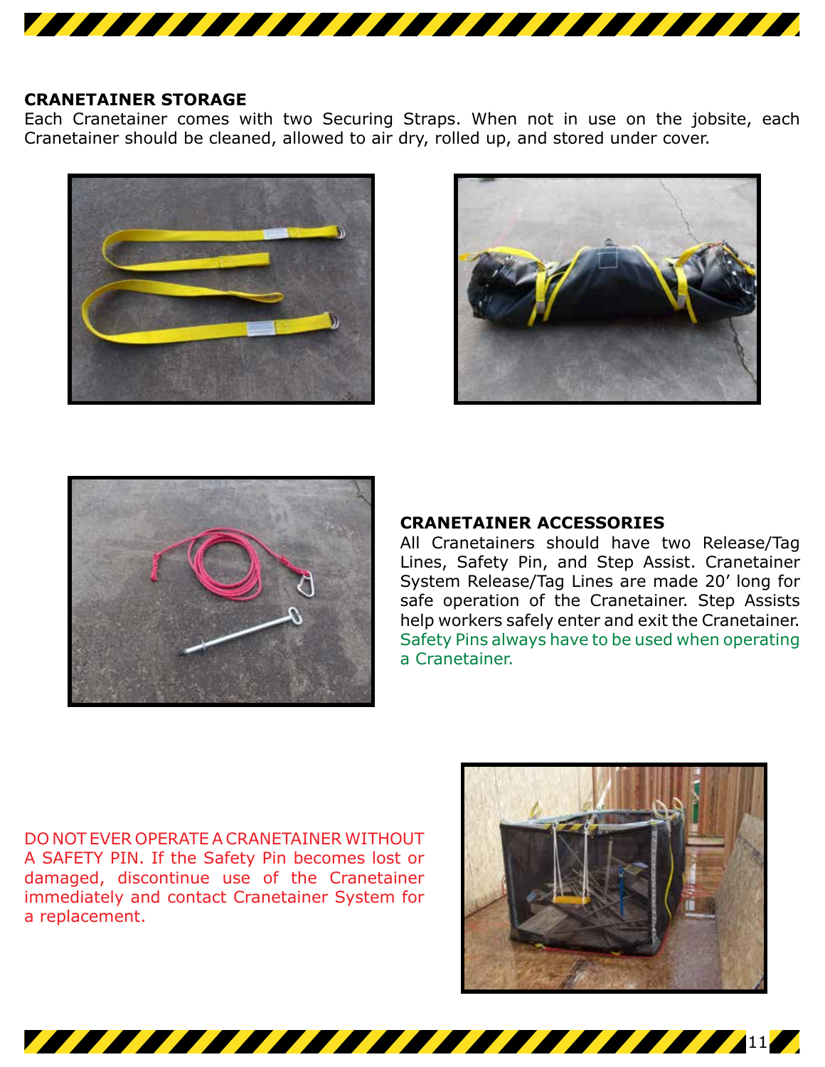## CRANETAINER STORAGE

Each Cranetainer comes with two Securing Straps. When not in use on the jobsite, each Cranetainer should be cleaned, allowed to air dry, rolled up, and stored under cover.

## CRANETAINER ACCESSORIES

All Cranetainers should have two Release/Tag Lines, Safety Pin, and Step Assist. Cranetainer System Release/Tag Lines are made 20’ long for safe operation of the Cranetainer. Step Assists help workers safely enter and exit the Cranetainer. Safety Pins always have to be used when operating a Cranetainer.

DO NOT EVER OPERATE A CRANETAINER WITHOUT A SAFETY PIN. If the Safety Pin becomes lost or damaged, discontinue use of the Cranetainer immediately and contact Cranetainer System for a replacement.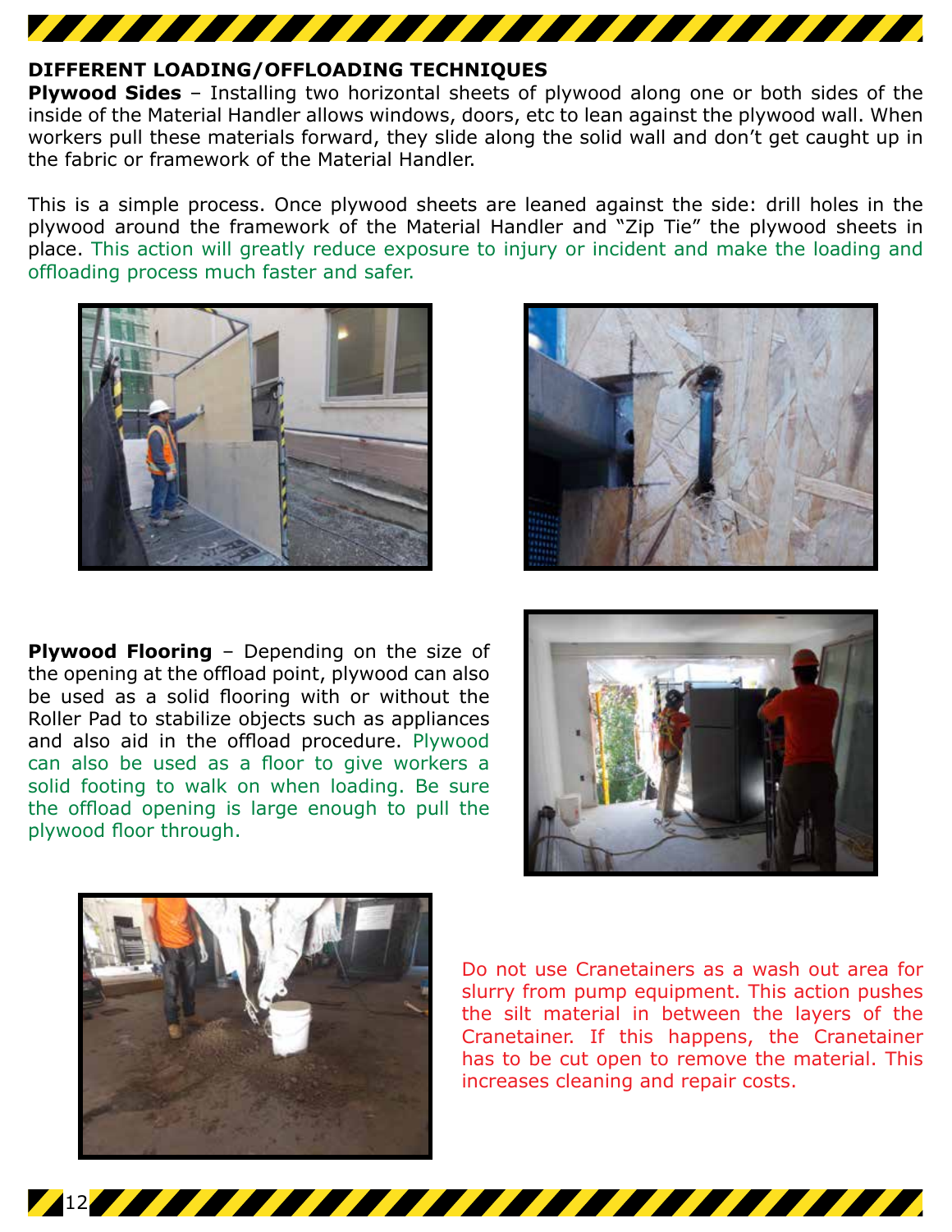## DIFFERENT LOADING/OFFLOADING TECHNIQUES

**Plywood Sides** – Installing two horizontal sheets of plywood along one or both sides of the inside of the Material Handler allows windows, doors, etc to lean against the plywood wall. When workers pull these materials forward, they slide along the solid wall and don't get caught up in the fabric or framework of the Material Handler.

This is a simple process. Once plywood sheets are leaned against the side: drill holes in the plywood around the framework of the Material Handler and "Zip Tie" the plywood sheets in place. This action will greatly reduce exposure to injury or incident and make the loading and offloading process much faster and safer.

**Plywood Flooring** – Depending on the size of the opening at the offload point, plywood can also be used as a solid flooring with or without the Roller Pad to stabilize objects such as appliances and also aid in the offload procedure. Plywood can also be used as a floor to give workers a solid footing to walk on when loading. Be sure the offload opening is large enough to pull the plywood floor through.

Do not use Cranetainers as a wash out area for slurry from pump equipment. This action pushes the silt material in between the layers of the Cranetainer. If this happens, the Cranetainer has to be cut open to remove the material. This increases cleaning and repair costs.